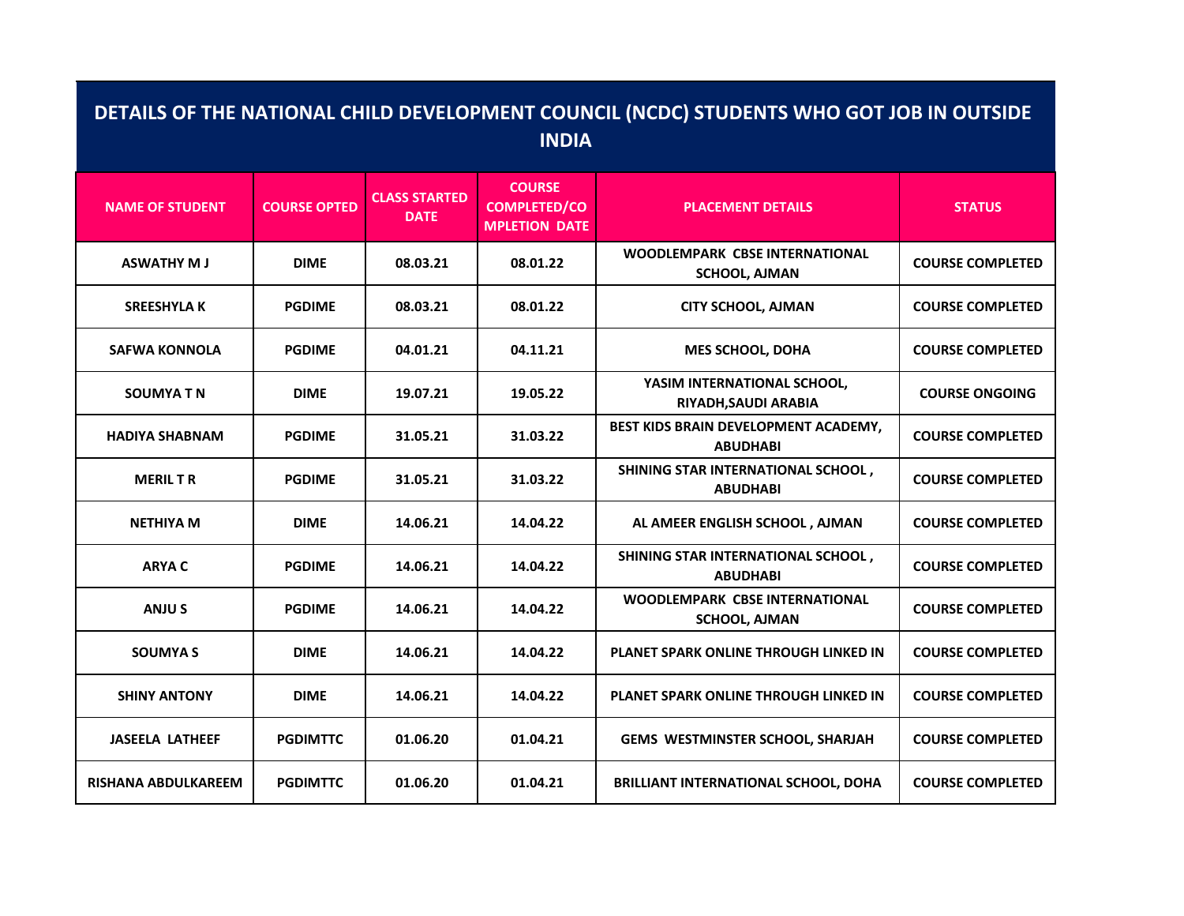# DETAILS OF THE NATIONAL CHILD DEVELOPMENT COUNCIL (NCDC) STUDENTS WHO GOT JOB IN OUTSIDE INDIA

| NAME OF STUDENT | COURSE OPTED | CLASS STARTED DATE | COURSE COMPLETED/COMPLETION DATE | PLACEMENT DETAILS | STATUS |
|---|---|---|---|---|---|
| ASWATHY M J | DIME | 08.03.21 | 08.01.22 | WOODLEMPARK CBSE INTERNATIONAL SCHOOL, AJMAN | COURSE COMPLETED |
| SREESHYLA K | PGDIME | 08.03.21 | 08.01.22 | CITY SCHOOL, AJMAN | COURSE COMPLETED |
| SAFWA KONNOLA | PGDIME | 04.01.21 | 04.11.21 | MES SCHOOL, DOHA | COURSE COMPLETED |
| SOUMYA T N | DIME | 19.07.21 | 19.05.22 | YASIM INTERNATIONAL SCHOOL, RIYADH,SAUDI ARABIA | COURSE ONGOING |
| HADIYA SHABNAM | PGDIME | 31.05.21 | 31.03.22 | BEST KIDS BRAIN DEVELOPMENT ACADEMY, ABUDHABI | COURSE COMPLETED |
| MERIL T R | PGDIME | 31.05.21 | 31.03.22 | SHINING STAR INTERNATIONAL SCHOOL , ABUDHABI | COURSE COMPLETED |
| NETHIYA M | DIME | 14.06.21 | 14.04.22 | AL AMEER ENGLISH SCHOOL , AJMAN | COURSE COMPLETED |
| ARYA C | PGDIME | 14.06.21 | 14.04.22 | SHINING STAR INTERNATIONAL SCHOOL , ABUDHABI | COURSE COMPLETED |
| ANJU S | PGDIME | 14.06.21 | 14.04.22 | WOODLEMPARK CBSE INTERNATIONAL SCHOOL, AJMAN | COURSE COMPLETED |
| SOUMYA S | DIME | 14.06.21 | 14.04.22 | PLANET SPARK ONLINE THROUGH LINKED IN | COURSE COMPLETED |
| SHINY ANTONY | DIME | 14.06.21 | 14.04.22 | PLANET SPARK ONLINE THROUGH LINKED IN | COURSE COMPLETED |
| JASEELA LATHEEF | PGDIMTTC | 01.06.20 | 01.04.21 | GEMS WESTMINSTER SCHOOL, SHARJAH | COURSE COMPLETED |
| RISHANA ABDULKAREEM | PGDIMTTC | 01.06.20 | 01.04.21 | BRILLIANT INTERNATIONAL SCHOOL, DOHA | COURSE COMPLETED |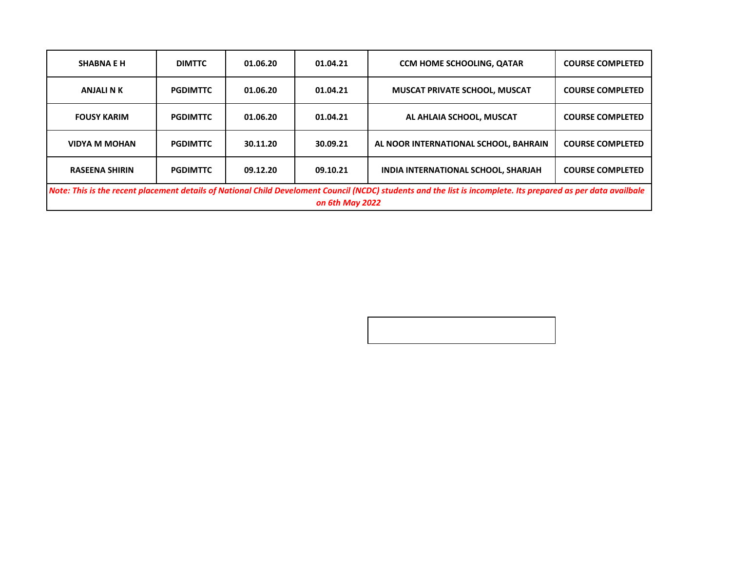| | | | | | |
|---|---|---|---|---|---|
| SHABNA E H | DIMTTC | 01.06.20 | 01.04.21 | CCM HOME SCHOOLING, QATAR | COURSE COMPLETED |
| ANJALI N K | PGDIMTTC | 01.06.20 | 01.04.21 | MUSCAT PRIVATE SCHOOL, MUSCAT | COURSE COMPLETED |
| FOUSY KARIM | PGDIMTTC | 01.06.20 | 01.04.21 | AL AHLAIA SCHOOL, MUSCAT | COURSE COMPLETED |
| VIDYA M MOHAN | PGDIMTTC | 30.11.20 | 30.09.21 | AL NOOR INTERNATIONAL SCHOOL, BAHRAIN | COURSE COMPLETED |
| RASEENA SHIRIN | PGDIMTTC | 09.12.20 | 09.10.21 | INDIA INTERNATIONAL SCHOOL, SHARJAH | COURSE COMPLETED |

*Note: This is the recent placement details of National Child Develoment Council (NCDC) students and the list is incomplete. Its prepared as per data availbale on 6th May 2022*